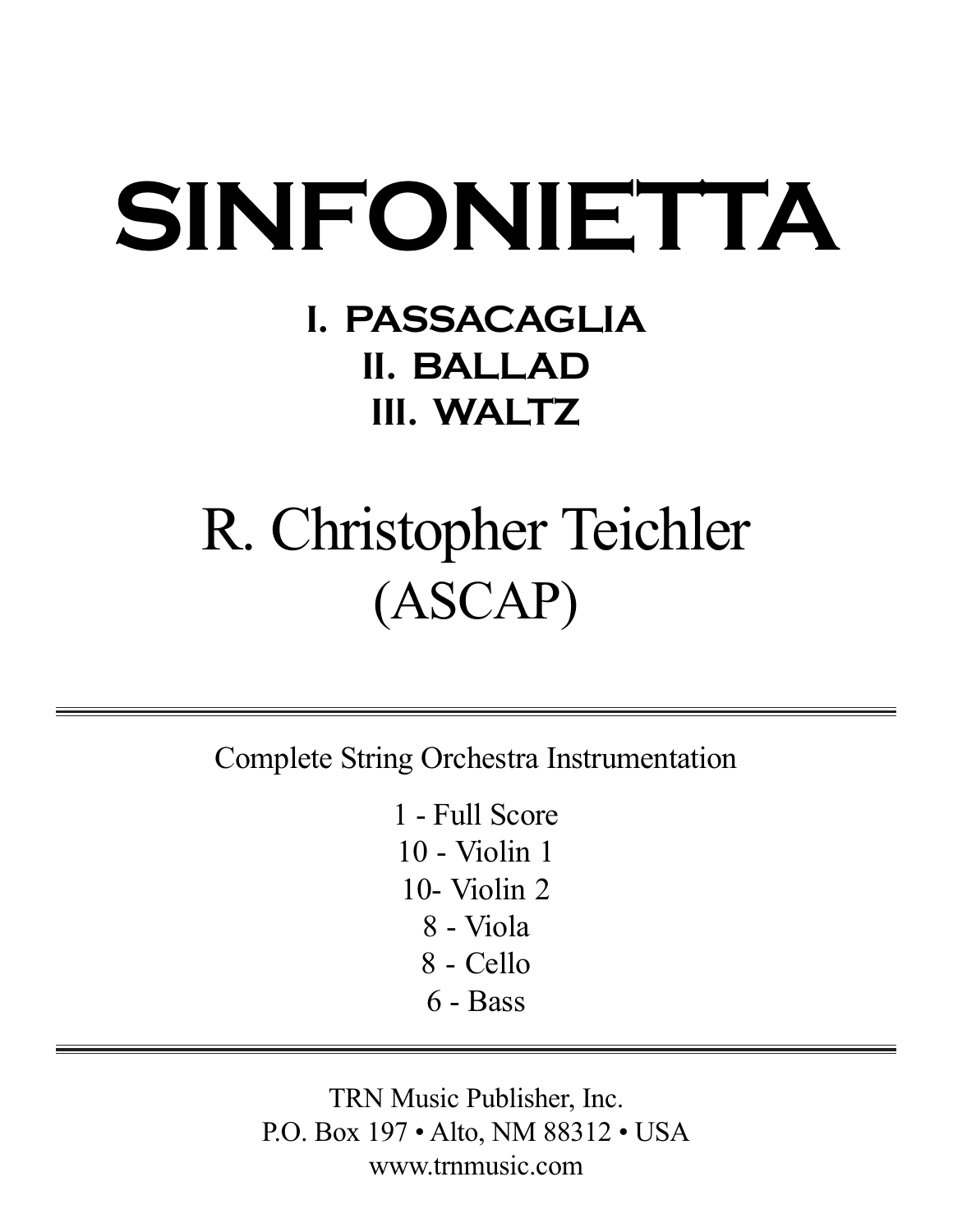# SINFONIETTA

## I. PASSACAGLIA
## II. BALLAD
## III. WALTZ

R. Christopher Teichler
(ASCAP)

---

Complete String Orchestra Instrumentation

1 - Full Score
10 - Violin 1
10- Violin 2
8 - Viola
8 - Cello
6 - Bass

---

TRN Music Publisher, Inc.
P.O. Box 197 • Alto, NM 88312 • USA
www.trnmusic.com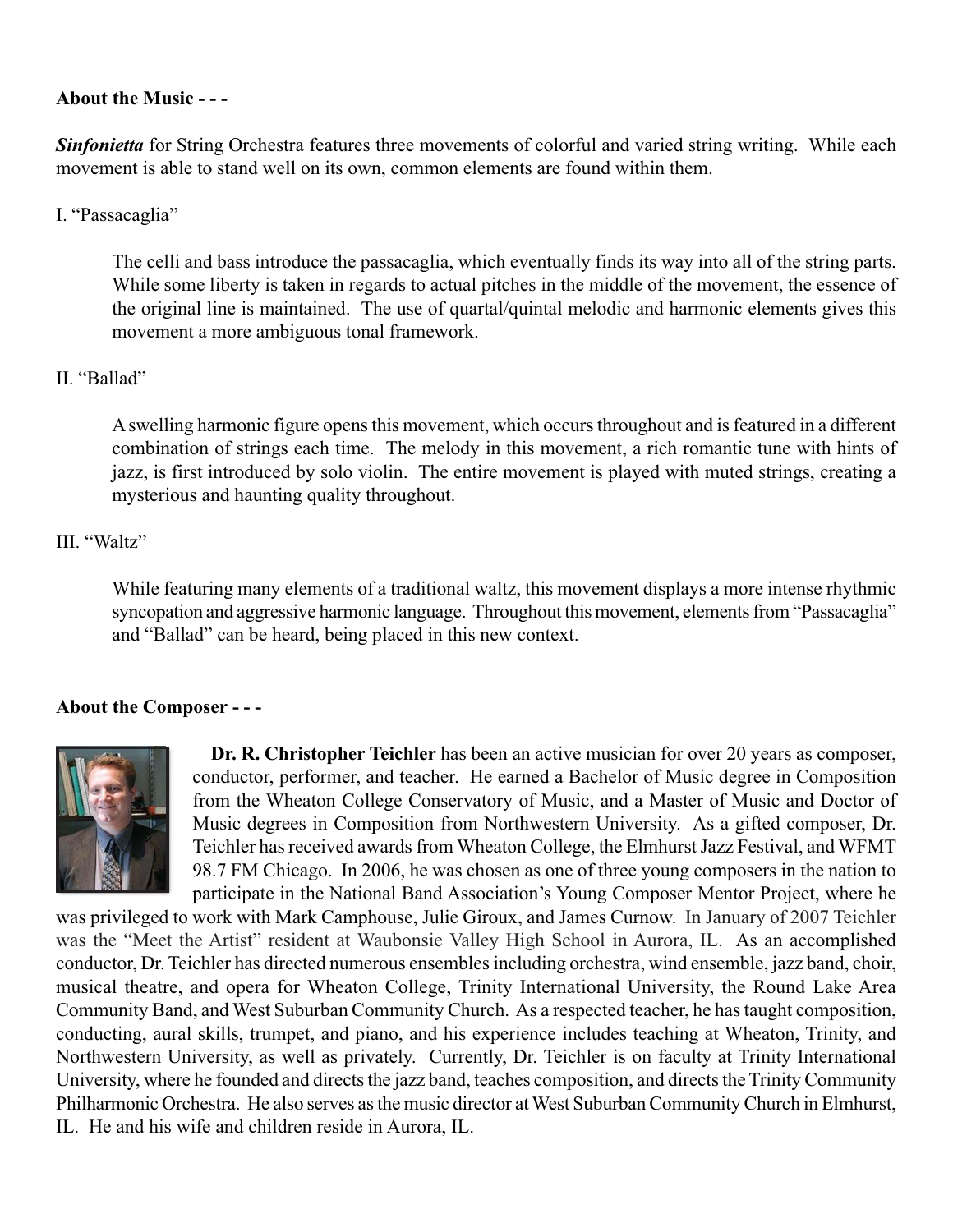**About the Music - - -**

***Sinfonietta*** for String Orchestra features three movements of colorful and varied string writing. While each movement is able to stand well on its own, common elements are found within them.

I. “Passacaglia”

The celli and bass introduce the passacaglia, which eventually finds its way into all of the string parts. While some liberty is taken in regards to actual pitches in the middle of the movement, the essence of the original line is maintained. The use of quartal/quintal melodic and harmonic elements gives this movement a more ambiguous tonal framework.

II. “Ballad”

A swelling harmonic figure opens this movement, which occurs throughout and is featured in a different combination of strings each time. The melody in this movement, a rich romantic tune with hints of jazz, is first introduced by solo violin. The entire movement is played with muted strings, creating a mysterious and haunting quality throughout.

III. “Waltz”

While featuring many elements of a traditional waltz, this movement displays a more intense rhythmic syncopation and aggressive harmonic language. Throughout this movement, elements from “Passacaglia” and “Ballad” can be heard, being placed in this new context.

**About the Composer - - -**

**Dr. R. Christopher Teichler** has been an active musician for over 20 years as composer, conductor, performer, and teacher. He earned a Bachelor of Music degree in Composition from the Wheaton College Conservatory of Music, and a Master of Music and Doctor of Music degrees in Composition from Northwestern University. As a gifted composer, Dr. Teichler has received awards from Wheaton College, the Elmhurst Jazz Festival, and WFMT 98.7 FM Chicago. In 2006, he was chosen as one of three young composers in the nation to participate in the National Band Association’s Young Composer Mentor Project, where he was privileged to work with Mark Camphouse, Julie Giroux, and James Curnow. In January of 2007 Teichler was the “Meet the Artist” resident at Waubonsie Valley High School in Aurora, IL. As an accomplished conductor, Dr. Teichler has directed numerous ensembles including orchestra, wind ensemble, jazz band, choir, musical theatre, and opera for Wheaton College, Trinity International University, the Round Lake Area Community Band, and West Suburban Community Church. As a respected teacher, he has taught composition, conducting, aural skills, trumpet, and piano, and his experience includes teaching at Wheaton, Trinity, and Northwestern University, as well as privately. Currently, Dr. Teichler is on faculty at Trinity International University, where he founded and directs the jazz band, teaches composition, and directs the Trinity Community Philharmonic Orchestra. He also serves as the music director at West Suburban Community Church in Elmhurst, IL. He and his wife and children reside in Aurora, IL.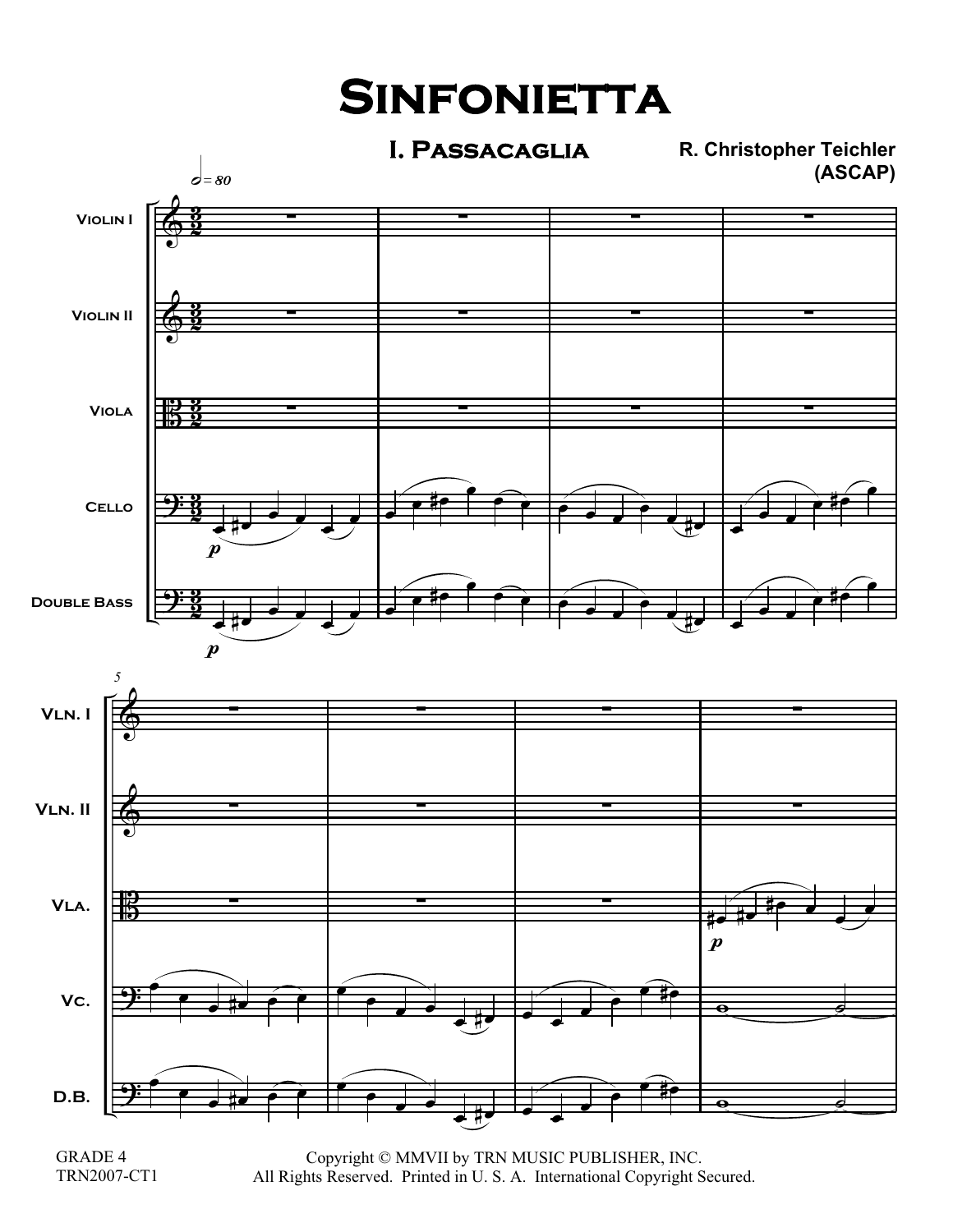# Sinfonietta

## I. Passacaglia

R. Christopher Teichler
(ASCAP)

GRADE 4
TRN2007-CT1

Copyright © MMVII by TRN MUSIC PUBLISHER, INC.
All Rights Reserved. Printed in U. S. A. International Copyright Secured.